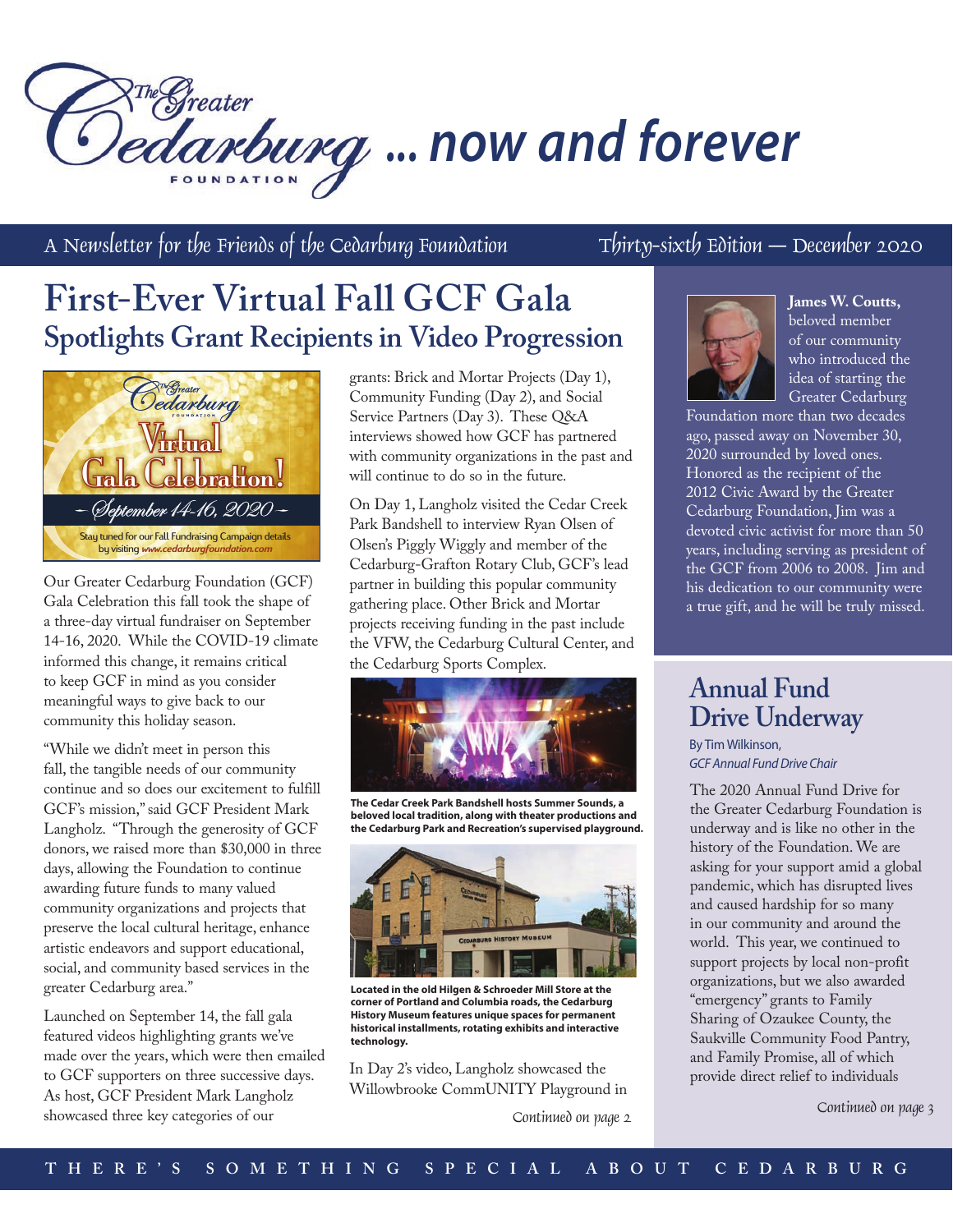# The Greater Cedarburg Foundation ... now and forever

A Newsletter for the Friends of the Cedarburg Foundation — Thirty-sixth Edition — December 2020

## First-Ever Virtual Fall GCF Gala Spotlights Grant Recipients in Video Progression

The Greater Cedarburg Foundation Virtual Gala Celebration! – September 14-16, 2020 –

Stay tuned for our Fall Fundraising Campaign details by visiting www.cedarburgfoundation.com

Our Greater Cedarburg Foundation (GCF) Gala Celebration this fall took the shape of a three-day virtual fundraiser on September 14-16, 2020. While the COVID-19 climate informed this change, it remains critical to keep GCF in mind as you consider meaningful ways to give back to our community this holiday season.

"While we didn't meet in person this fall, the tangible needs of our community continue and so does our excitement to fulfill GCF's mission," said GCF President Mark Langholz. "Through the generosity of GCF donors, we raised more than $30,000 in three days, allowing the Foundation to continue awarding future funds to many valued community organizations and projects that preserve the local cultural heritage, enhance artistic endeavors and support educational, social, and community based services in the greater Cedarburg area."

Launched on September 14, the fall gala featured videos highlighting grants we've made over the years, which were then emailed to GCF supporters on three successive days. As host, GCF President Mark Langholz showcased three key categories of our grants: Brick and Mortar Projects (Day 1), Community Funding (Day 2), and Social Service Partners (Day 3). These Q&A interviews showed how GCF has partnered with community organizations in the past and will continue to do so in the future.

On Day 1, Langholz visited the Cedar Creek Park Bandshell to interview Ryan Olsen of Olsen's Piggly Wiggly and member of the Cedarburg-Grafton Rotary Club, GCF's lead partner in building this popular community gathering place. Other Brick and Mortar projects receiving funding in the past include the VFW, the Cedarburg Cultural Center, and the Cedarburg Sports Complex.

**The Cedar Creek Park Bandshell hosts Summer Sounds, a beloved local tradition, along with theater productions and the Cedarburg Park and Recreation's supervised playground.**

**Located in the old Hilgen & Schroeder Mill Store at the corner of Portland and Columbia roads, the Cedarburg History Museum features unique spaces for permanent historical installments, rotating exhibits and interactive technology.**

In Day 2's video, Langholz showcased the Willowbrooke CommUNITY Playground in

*Continued on page 2*

**James W. Coutts,** beloved member of our community who introduced the idea of starting the Greater Cedarburg Foundation more than two decades ago, passed away on November 30, 2020 surrounded by loved ones. Honored as the recipient of the 2012 Civic Award by the Greater Cedarburg Foundation, Jim was a devoted civic activist for more than 50 years, including serving as president of the GCF from 2006 to 2008. Jim and his dedication to our community were a true gift, and he will be truly missed.

## Annual Fund Drive Underway

By Tim Wilkinson,
*GCF Annual Fund Drive Chair*

The 2020 Annual Fund Drive for the Greater Cedarburg Foundation is underway and is like no other in the history of the Foundation. We are asking for your support amid a global pandemic, which has disrupted lives and caused hardship for so many in our community and around the world. This year, we continued to support projects by local non-profit organizations, but we also awarded "emergency" grants to Family Sharing of Ozaukee County, the Saukville Community Food Pantry, and Family Promise, all of which provide direct relief to individuals

*Continued on page 3*

THERE'S SOMETHING SPECIAL ABOUT CEDARBURG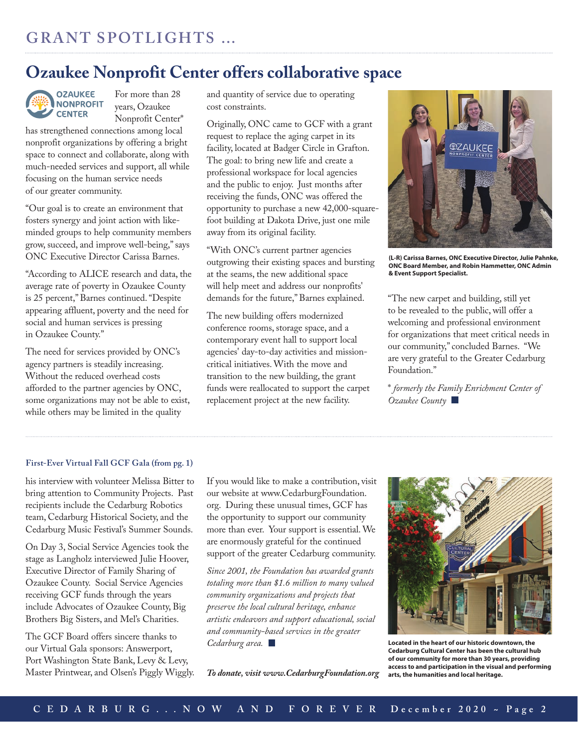## GRANT SPOTLIGHTS ...

# Ozaukee Nonprofit Center offers collaborative space

OZAUKEE NONPROFIT CENTER

For more than 28 years, Ozaukee Nonprofit Center* has strengthened connections among local nonprofit organizations by offering a bright space to connect and collaborate, along with much-needed services and support, all while focusing on the human service needs of our greater community.

"Our goal is to create an environment that fosters synergy and joint action with like-minded groups to help community members grow, succeed, and improve well-being," says ONC Executive Director Carissa Barnes.

"According to ALICE research and data, the average rate of poverty in Ozaukee County is 25 percent," Barnes continued. "Despite appearing affluent, poverty and the need for social and human services is pressing in Ozaukee County."

The need for services provided by ONC's agency partners is steadily increasing. Without the reduced overhead costs afforded to the partner agencies by ONC, some organizations may not be able to exist, while others may be limited in the quality and quantity of service due to operating cost constraints.

Originally, ONC came to GCF with a grant request to replace the aging carpet in its facility, located at Badger Circle in Grafton. The goal: to bring new life and create a professional workspace for local agencies and the public to enjoy. Just months after receiving the funds, ONC was offered the opportunity to purchase a new 42,000-square-foot building at Dakota Drive, just one mile away from its original facility.

"With ONC's current partner agencies outgrowing their existing spaces and bursting at the seams, the new additional space will help meet and address our nonprofits' demands for the future," Barnes explained.

The new building offers modernized conference rooms, storage space, and a contemporary event hall to support local agencies' day-to-day activities and mission-critical initiatives. With the move and transition to the new building, the grant funds were reallocated to support the carpet replacement project at the new facility.

**(L-R) Carissa Barnes, ONC Executive Director, Julie Pahnke, ONC Board Member, and Robin Hammetter, ONC Admin & Event Support Specialist.**

"The new carpet and building, still yet to be revealed to the public, will offer a welcoming and professional environment for organizations that meet critical needs in our community," concluded Barnes. "We are very grateful to the Greater Cedarburg Foundation."

\* *formerly the Family Enrichment Center of Ozaukee County*

---

**First-Ever Virtual Fall GCF Gala (from pg. 1)**

his interview with volunteer Melissa Bitter to bring attention to Community Projects. Past recipients include the Cedarburg Robotics team, Cedarburg Historical Society, and the Cedarburg Music Festival's Summer Sounds.

On Day 3, Social Service Agencies took the stage as Langholz interviewed Julie Hoover, Executive Director of Family Sharing of Ozaukee County. Social Service Agencies receiving GCF funds through the years include Advocates of Ozaukee County, Big Brothers Big Sisters, and Mel's Charities.

The GCF Board offers sincere thanks to our Virtual Gala sponsors: Answerport, Port Washington State Bank, Levy & Levy, Master Printwear, and Olsen's Piggly Wiggly.

If you would like to make a contribution, visit our website at www.CedarburgFoundation.org. During these unusual times, GCF has the opportunity to support our community more than ever. Your support is essential. We are enormously grateful for the continued support of the greater Cedarburg community.

*Since 2001, the Foundation has awarded grants totaling more than $1.6 million to many valued community organizations and projects that preserve the local cultural heritage, enhance artistic endeavors and support educational, social and community-based services in the greater Cedarburg area.*

***To donate, visit www.CedarburgFoundation.org***

**Located in the heart of our historic downtown, the Cedarburg Cultural Center has been the cultural hub of our community for more than 30 years, providing access to and participation in the visual and performing arts, the humanities and local heritage.**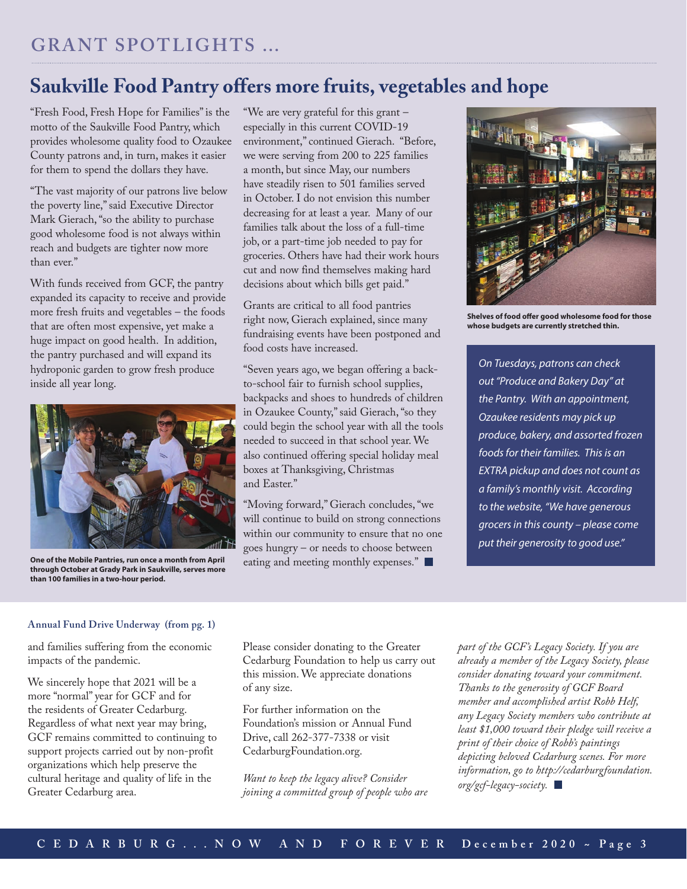## GRANT SPOTLIGHTS …

# Saukville Food Pantry offers more fruits, vegetables and hope

"Fresh Food, Fresh Hope for Families" is the motto of the Saukville Food Pantry, which provides wholesome quality food to Ozaukee County patrons and, in turn, makes it easier for them to spend the dollars they have.

"The vast majority of our patrons live below the poverty line," said Executive Director Mark Gierach, "so the ability to purchase good wholesome food is not always within reach and budgets are tighter now more than ever."

With funds received from GCF, the pantry expanded its capacity to receive and provide more fresh fruits and vegetables – the foods that are often most expensive, yet make a huge impact on good health. In addition, the pantry purchased and will expand its hydroponic garden to grow fresh produce inside all year long.

**One of the Mobile Pantries, run once a month from April through October at Grady Park in Saukville, serves more than 100 families in a two-hour period.**

"We are very grateful for this grant – especially in this current COVID-19 environment," continued Gierach. "Before, we were serving from 200 to 225 families a month, but since May, our numbers have steadily risen to 501 families served in October. I do not envision this number decreasing for at least a year. Many of our families talk about the loss of a full-time job, or a part-time job needed to pay for groceries. Others have had their work hours cut and now find themselves making hard decisions about which bills get paid."

Grants are critical to all food pantries right now, Gierach explained, since many fundraising events have been postponed and food costs have increased.

"Seven years ago, we began offering a back-to-school fair to furnish school supplies, backpacks and shoes to hundreds of children in Ozaukee County," said Gierach, "so they could begin the school year with all the tools needed to succeed in that school year. We also continued offering special holiday meal boxes at Thanksgiving, Christmas and Easter."

"Moving forward," Gierach concludes, "we will continue to build on strong connections within our community to ensure that no one goes hungry – or needs to choose between eating and meeting monthly expenses."

**Shelves of food offer good wholesome food for those whose budgets are currently stretched thin.**

*On Tuesdays, patrons can check out "Produce and Bakery Day" at the Pantry. With an appointment, Ozaukee residents may pick up produce, bakery, and assorted frozen foods for their families. This is an EXTRA pickup and does not count as a family's monthly visit. According to the website, "We have generous grocers in this county – please come put their generosity to good use."*

### Annual Fund Drive Underway (from pg. 1)

and families suffering from the economic impacts of the pandemic.

We sincerely hope that 2021 will be a more "normal" year for GCF and for the residents of Greater Cedarburg. Regardless of what next year may bring, GCF remains committed to continuing to support projects carried out by non-profit organizations which help preserve the cultural heritage and quality of life in the Greater Cedarburg area.

Please consider donating to the Greater Cedarburg Foundation to help us carry out this mission. We appreciate donations of any size.

For further information on the Foundation's mission or Annual Fund Drive, call 262-377-7338 or visit CedarburgFoundation.org.

*Want to keep the legacy alive? Consider joining a committed group of people who are part of the GCF's Legacy Society. If you are already a member of the Legacy Society, please consider donating toward your commitment. Thanks to the generosity of GCF Board member and accomplished artist Robb Helf, any Legacy Society members who contribute at least $1,000 toward their pledge will receive a print of their choice of Robb's paintings depicting beloved Cedarburg scenes. For more information, go to http://cedarburgfoundation.org/gcf-legacy-society.*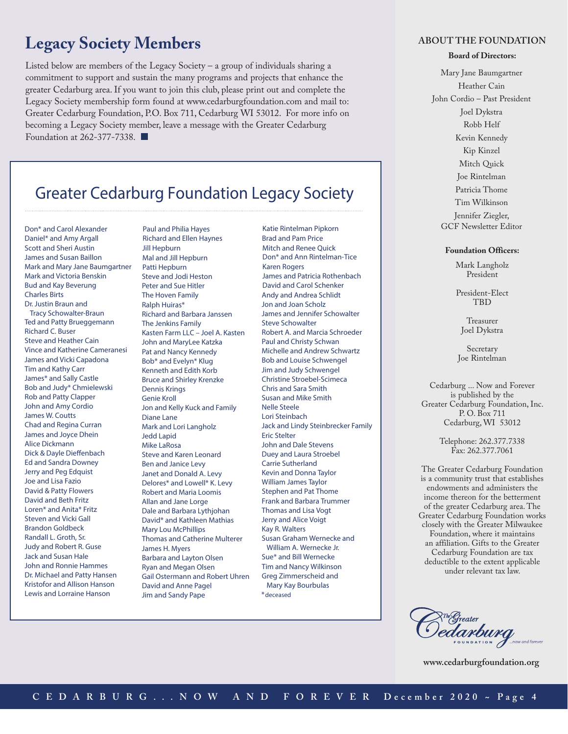# Legacy Society Members

Listed below are members of the Legacy Society – a group of individuals sharing a commitment to support and sustain the many programs and projects that enhance the greater Cedarburg area. If you want to join this club, please print out and complete the Legacy Society membership form found at www.cedarburgfoundation.com and mail to: Greater Cedarburg Foundation, P.O. Box 711, Cedarburg WI 53012. For more info on becoming a Legacy Society member, leave a message with the Greater Cedarburg Foundation at 262-377-7338. ■

## Greater Cedarburg Foundation Legacy Society

Don* and Carol Alexander
Daniel* and Amy Argall
Scott and Sheri Austin
James and Susan Baillon
Mark and Mary Jane Baumgartner
Mark and Victoria Benskin
Bud and Kay Beverung
Charles Birts
Dr. Justin Braun and Tracy Schowalter-Braun
Ted and Patty Brueggemann
Richard C. Buser
Steve and Heather Cain
Vince and Katherine Cameranesi
James and Vicki Capadona
Tim and Kathy Carr
James* and Sally Castle
Bob and Judy* Chmielewski
Rob and Patty Clapper
John and Amy Cordio
James W. Coutts
Chad and Regina Curran
James and Joyce Dhein
Alice Dickmann
Dick & Dayle Dieffenbach
Ed and Sandra Downey
Jerry and Peg Edquist
Joe and Lisa Fazio
David & Patty Flowers
David and Beth Fritz
Loren* and Anita* Fritz
Steven and Vicki Gall
Brandon Goldbeck
Randall L. Groth, Sr.
Judy and Robert R. Guse
Jack and Susan Hale
John and Ronnie Hammes
Dr. Michael and Patty Hansen
Kristofor and Allison Hanson
Lewis and Lorraine Hanson
Paul and Philia Hayes
Richard and Ellen Haynes
Jill Hepburn
Mal and Jill Hepburn
Patti Hepburn
Steve and Jodi Heston
Peter and Sue Hitler
The Hoven Family
Ralph Huiras*
Richard and Barbara Janssen
The Jenkins Family
Kasten Farm LLC – Joel A. Kasten
John and MaryLee Katzka
Pat and Nancy Kennedy
Bob* and Evelyn* Klug
Kenneth and Edith Korb
Bruce and Shirley Krenzke
Dennis Krings
Genie Kroll
Jon and Kelly Kuck and Family
Diane Lane
Mark and Lori Langholz
Jedd Lapid
Mike LaRosa
Steve and Karen Leonard
Ben and Janice Levy
Janet and Donald A. Levy
Delores* and Lowell* K. Levy
Robert and Maria Loomis
Allan and Jane Lorge
Dale and Barbara Lythjohan
David* and Kathleen Mathias
Mary Lou McPhillips
Thomas and Catherine Multerer
James H. Myers
Barbara and Layton Olsen
Ryan and Megan Olsen
Gail Ostermann and Robert Uhren
David and Anne Pagel
Jim and Sandy Pape
Katie Rintelman Pipkorn
Brad and Pam Price
Mitch and Renee Quick
Don* and Ann Rintelman-Tice
Karen Rogers
James and Patricia Rothenbach
David and Carol Schenker
Andy and Andrea Schlidt
Jon and Joan Scholz
James and Jennifer Schowalter
Steve Schowalter
Robert A. and Marcia Schroeder
Paul and Christy Schwan
Michelle and Andrew Schwartz
Bob and Louise Schwengel
Jim and Judy Schwengel
Christine Stroebel-Scimeca
Chris and Sara Smith
Susan and Mike Smith
Nelle Steele
Lori Steinbach
Jack and Lindy Steinbrecker Family
Eric Stelter
John and Dale Stevens
Duey and Laura Stroebel
Carrie Sutherland
Kevin and Donna Taylor
William James Taylor
Stephen and Pat Thome
Frank and Barbara Trummer
Thomas and Lisa Vogt
Jerry and Alice Voigt
Kay R. Walters
Susan Graham Wernecke and William A. Wernecke Jr.
Sue* and Bill Wernecke
Tim and Nancy Wilkinson
Greg Zimmerscheid and Mary Kay Bourbulas

*deceased

### ABOUT THE FOUNDATION

**Board of Directors:**

Mary Jane Baumgartner
Heather Cain
John Cordio – Past President
Joel Dykstra
Robb Helf
Kevin Kennedy
Kip Kinzel
Mitch Quick
Joe Rintelman
Patricia Thome
Tim Wilkinson
Jennifer Ziegler, GCF Newsletter Editor

**Foundation Officers:**

Mark Langholz
President

President-Elect
TBD

Treasurer
Joel Dykstra

Secretary
Joe Rintelman

Cedarburg ... Now and Forever is published by the Greater Cedarburg Foundation, Inc.
P. O. Box 711
Cedarburg, WI 53012

Telephone: 262.377.7338
Fax: 262.377.7061

The Greater Cedarburg Foundation is a community trust that establishes endowments and administers the income thereon for the betterment of the greater Cedarburg area. The Greater Cedarburg Foundation works closely with the Greater Milwaukee Foundation, where it maintains an affiliation. Gifts to the Greater Cedarburg Foundation are tax deductible to the extent applicable under relevant tax law.

The Greater Cedarburg Foundation ...now and forever

www.cedarburgfoundation.org